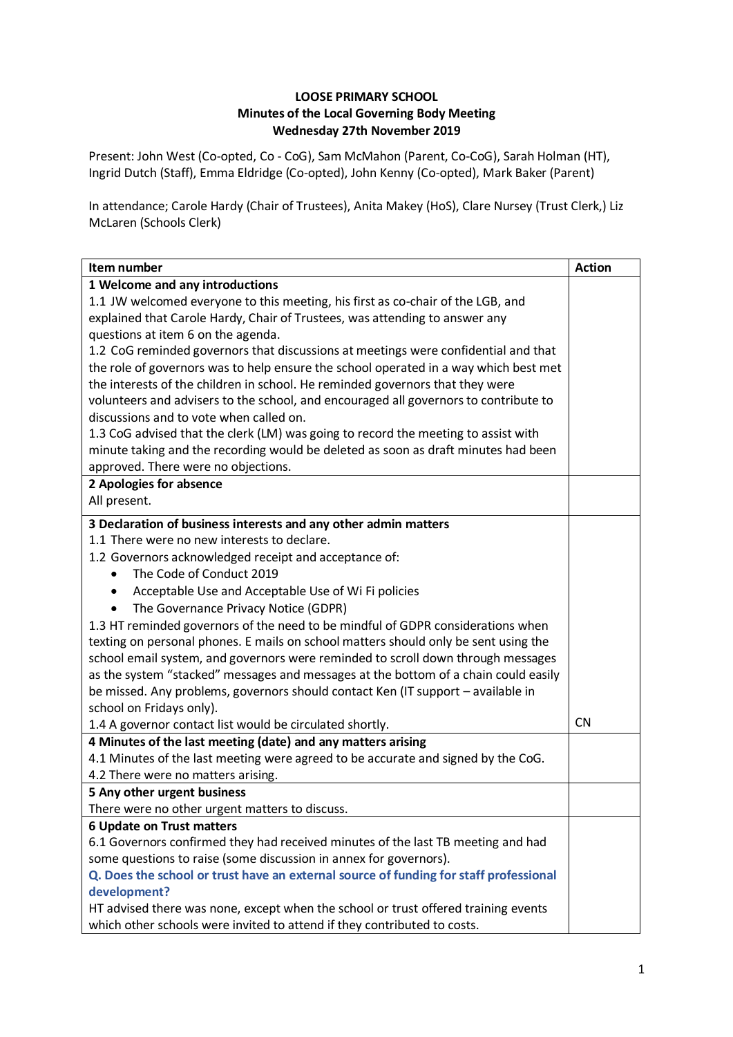**LOOSE PRIMARY SCHOOL**
**Minutes of the Local Governing Body Meeting**
**Wednesday 27th November 2019**

Present: John West (Co-opted, Co - CoG), Sam McMahon (Parent, Co-CoG), Sarah Holman (HT), Ingrid Dutch (Staff), Emma Eldridge (Co-opted), John Kenny (Co-opted), Mark Baker (Parent)

In attendance; Carole Hardy (Chair of Trustees), Anita Makey (HoS), Clare Nursey (Trust Clerk,) Liz McLaren (Schools Clerk)

| Item number | Action |
|---|---|
| **1 Welcome and any introductions**<br>1.1 JW welcomed everyone to this meeting, his first as co-chair of the LGB, and explained that Carole Hardy, Chair of Trustees, was attending to answer any questions at item 6 on the agenda.<br>1.2 CoG reminded governors that discussions at meetings were confidential and that the role of governors was to help ensure the school operated in a way which best met the interests of the children in school. He reminded governors that they were volunteers and advisers to the school, and encouraged all governors to contribute to discussions and to vote when called on.<br>1.3 CoG advised that the clerk (LM) was going to record the meeting to assist with minute taking and the recording would be deleted as soon as draft minutes had been approved. There were no objections. | |
| **2 Apologies for absence**<br>All present. | |
| **3 Declaration of business interests and any other admin matters**<br>1.1 There were no new interests to declare.<br>1.2 Governors acknowledged receipt and acceptance of:<br>• The Code of Conduct 2019<br>• Acceptable Use and Acceptable Use of Wi Fi policies<br>• The Governance Privacy Notice (GDPR)<br>1.3 HT reminded governors of the need to be mindful of GDPR considerations when texting on personal phones. E mails on school matters should only be sent using the school email system, and governors were reminded to scroll down through messages as the system "stacked" messages and messages at the bottom of a chain could easily be missed. Any problems, governors should contact Ken (IT support – available in school on Fridays only).<br>1.4 A governor contact list would be circulated shortly. | CN |
| **4 Minutes of the last meeting (date) and any matters arising**<br>4.1 Minutes of the last meeting were agreed to be accurate and signed by the CoG.<br>4.2 There were no matters arising. | |
| **5 Any other urgent business**<br>There were no other urgent matters to discuss. | |
| **6 Update on Trust matters**<br>6.1 Governors confirmed they had received minutes of the last TB meeting and had some questions to raise (some discussion in annex for governors).<br>**Q. Does the school or trust have an external source of funding for staff professional development?**<br>HT advised there was none, except when the school or trust offered training events which other schools were invited to attend if they contributed to costs. | |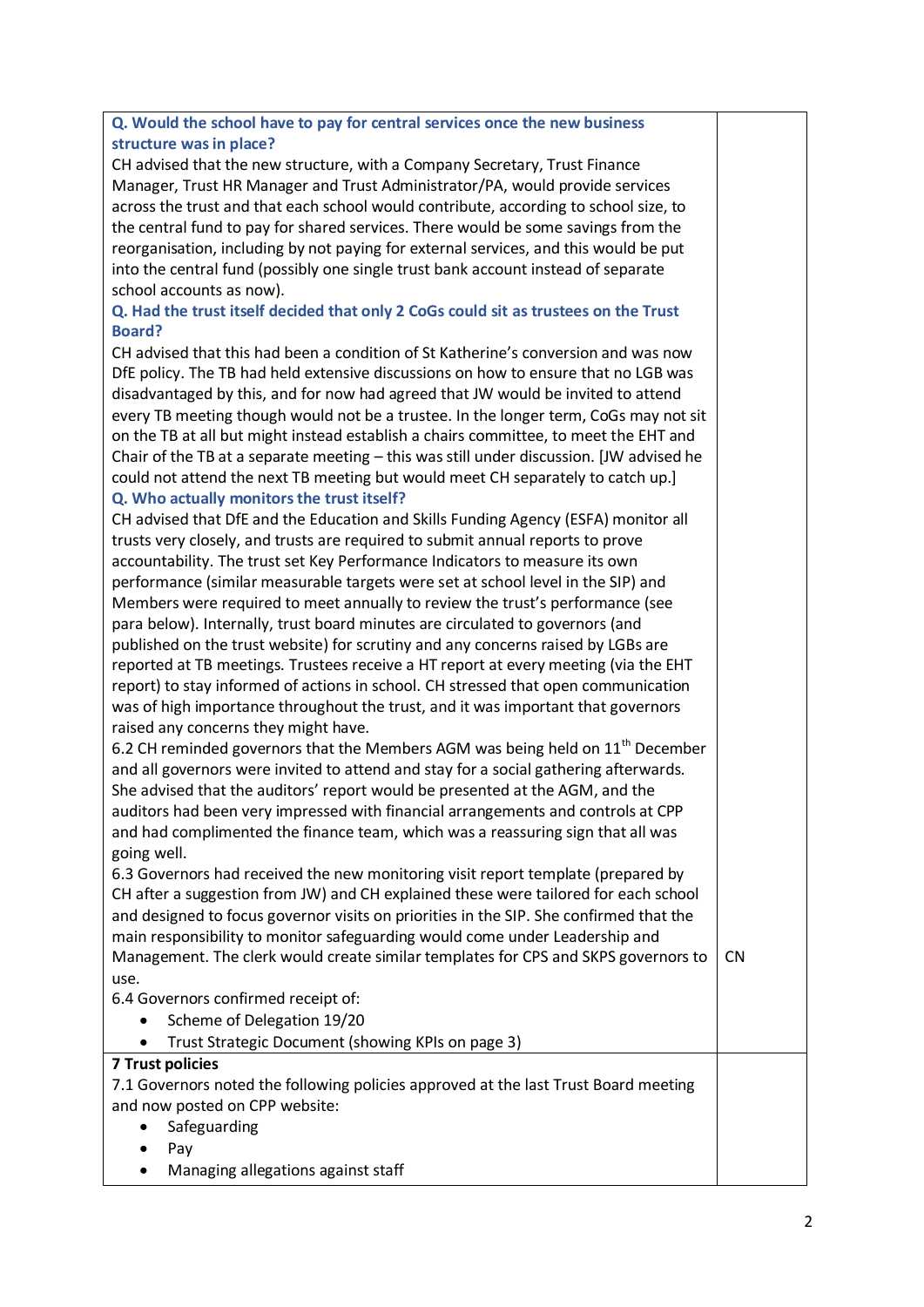| | |
|---|---|
| **Q. Would the school have to pay for central services once the new business structure was in place?**<br>CH advised that the new structure, with a Company Secretary, Trust Finance Manager, Trust HR Manager and Trust Administrator/PA, would provide services across the trust and that each school would contribute, according to school size, to the central fund to pay for shared services. There would be some savings from the reorganisation, including by not paying for external services, and this would be put into the central fund (possibly one single trust bank account instead of separate school accounts as now).<br>**Q. Had the trust itself decided that only 2 CoGs could sit as trustees on the Trust Board?**<br>CH advised that this had been a condition of St Katherine's conversion and was now DfE policy. The TB had held extensive discussions on how to ensure that no LGB was disadvantaged by this, and for now had agreed that JW would be invited to attend every TB meeting though would not be a trustee. In the longer term, CoGs may not sit on the TB at all but might instead establish a chairs committee, to meet the EHT and Chair of the TB at a separate meeting – this was still under discussion. [JW advised he could not attend the next TB meeting but would meet CH separately to catch up.]<br>**Q. Who actually monitors the trust itself?**<br>CH advised that DfE and the Education and Skills Funding Agency (ESFA) monitor all trusts very closely, and trusts are required to submit annual reports to prove accountability. The trust set Key Performance Indicators to measure its own performance (similar measurable targets were set at school level in the SIP) and Members were required to meet annually to review the trust's performance (see para below). Internally, trust board minutes are circulated to governors (and published on the trust website) for scrutiny and any concerns raised by LGBs are reported at TB meetings. Trustees receive a HT report at every meeting (via the EHT report) to stay informed of actions in school. CH stressed that open communication was of high importance throughout the trust, and it was important that governors raised any concerns they might have.<br>6.2 CH reminded governors that the Members AGM was being held on 11th December and all governors were invited to attend and stay for a social gathering afterwards. She advised that the auditors' report would be presented at the AGM, and the auditors had been very impressed with financial arrangements and controls at CPP and had complimented the finance team, which was a reassuring sign that all was going well.<br>6.3 Governors had received the new monitoring visit report template (prepared by CH after a suggestion from JW) and CH explained these were tailored for each school and designed to focus governor visits on priorities in the SIP. She confirmed that the main responsibility to monitor safeguarding would come under Leadership and Management. The clerk would create similar templates for CPS and SKPS governors to use.<br>6.4 Governors confirmed receipt of:<br>• Scheme of Delegation 19/20<br>• Trust Strategic Document (showing KPIs on page 3) | CN |
| **7 Trust policies**<br>7.1 Governors noted the following policies approved at the last Trust Board meeting and now posted on CPP website:<br>• Safeguarding<br>• Pay<br>• Managing allegations against staff | |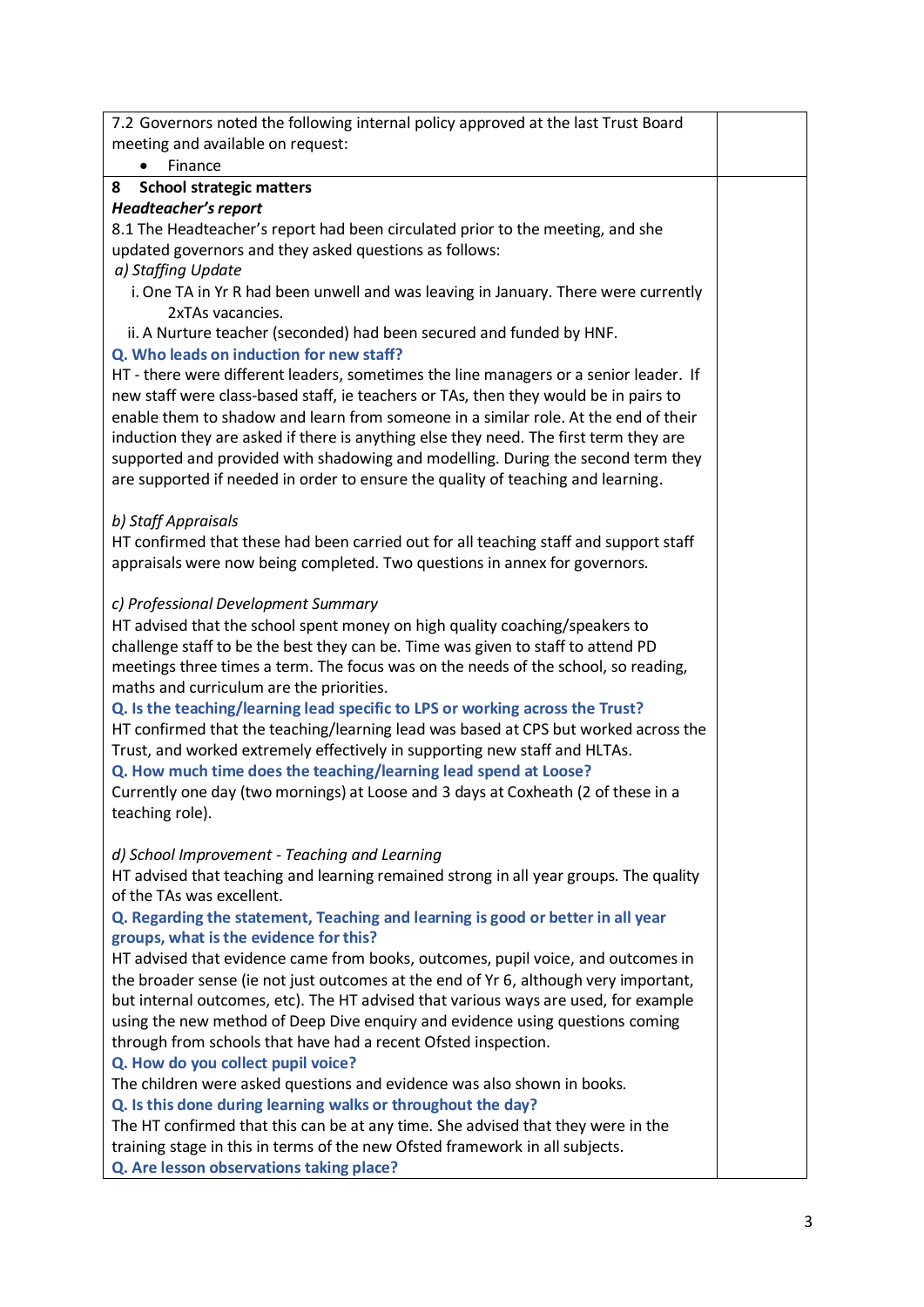| | |
|---|---|
| 7.2 Governors noted the following internal policy approved at the last Trust Board meeting and available on request:<br>• Finance | |
| **8 School strategic matters**<br>***Headteacher's report***<br>8.1 The Headteacher's report had been circulated prior to the meeting, and she updated governors and they asked questions as follows:<br>*a) Staffing Update*<br>i. One TA in Yr R had been unwell and was leaving in January. There were currently 2xTAs vacancies.<br>ii. A Nurture teacher (seconded) had been secured and funded by HNF.<br>**Q. Who leads on induction for new staff?**<br>HT - there were different leaders, sometimes the line managers or a senior leader. If new staff were class-based staff, ie teachers or TAs, then they would be in pairs to enable them to shadow and learn from someone in a similar role. At the end of their induction they are asked if there is anything else they need. The first term they are supported and provided with shadowing and modelling. During the second term they are supported if needed in order to ensure the quality of teaching and learning.<br><br>*b) Staff Appraisals*<br>HT confirmed that these had been carried out for all teaching staff and support staff appraisals were now being completed. Two questions in annex for governors.<br><br>*c) Professional Development Summary*<br>HT advised that the school spent money on high quality coaching/speakers to challenge staff to be the best they can be. Time was given to staff to attend PD meetings three times a term. The focus was on the needs of the school, so reading, maths and curriculum are the priorities.<br>**Q. Is the teaching/learning lead specific to LPS or working across the Trust?**<br>HT confirmed that the teaching/learning lead was based at CPS but worked across the Trust, and worked extremely effectively in supporting new staff and HLTAs.<br>**Q. How much time does the teaching/learning lead spend at Loose?**<br>Currently one day (two mornings) at Loose and 3 days at Coxheath (2 of these in a teaching role).<br><br>*d) School Improvement - Teaching and Learning*<br>HT advised that teaching and learning remained strong in all year groups. The quality of the TAs was excellent.<br>**Q. Regarding the statement, Teaching and learning is good or better in all year groups, what is the evidence for this?**<br>HT advised that evidence came from books, outcomes, pupil voice, and outcomes in the broader sense (ie not just outcomes at the end of Yr 6, although very important, but internal outcomes, etc). The HT advised that various ways are used, for example using the new method of Deep Dive enquiry and evidence using questions coming through from schools that have had a recent Ofsted inspection.<br>**Q. How do you collect pupil voice?**<br>The children were asked questions and evidence was also shown in books.<br>**Q. Is this done during learning walks or throughout the day?**<br>The HT confirmed that this can be at any time. She advised that they were in the training stage in this in terms of the new Ofsted framework in all subjects.<br>**Q. Are lesson observations taking place?** | |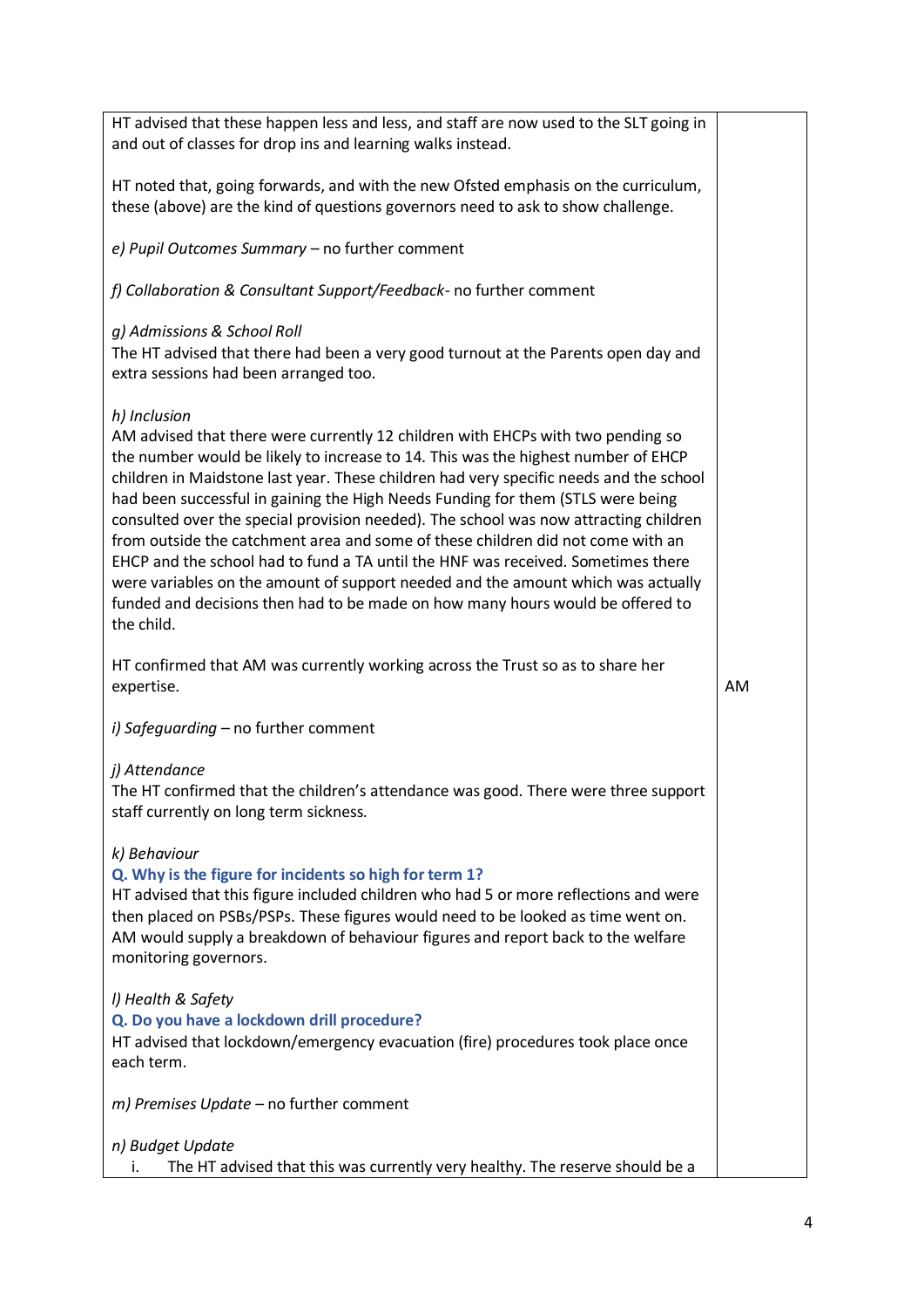| | |
|---|---|
| HT advised that these happen less and less, and staff are now used to the SLT going in and out of classes for drop ins and learning walks instead. | |
| HT noted that, going forwards, and with the new Ofsted emphasis on the curriculum, these (above) are the kind of questions governors need to ask to show challenge. | |
| *e) Pupil Outcomes Summary* – no further comment | |
| *f) Collaboration & Consultant Support/Feedback*- no further comment | |
| *g) Admissions & School Roll*<br>The HT advised that there had been a very good turnout at the Parents open day and extra sessions had been arranged too. | |
| *h) Inclusion*<br>AM advised that there were currently 12 children with EHCPs with two pending so the number would be likely to increase to 14. This was the highest number of EHCP children in Maidstone last year. These children had very specific needs and the school had been successful in gaining the High Needs Funding for them (STLS were being consulted over the special provision needed). The school was now attracting children from outside the catchment area and some of these children did not come with an EHCP and the school had to fund a TA until the HNF was received. Sometimes there were variables on the amount of support needed and the amount which was actually funded and decisions then had to be made on how many hours would be offered to the child. | |
| HT confirmed that AM was currently working across the Trust so as to share her expertise. | AM |
| *i) Safeguarding* – no further comment | |
| *j) Attendance*<br>The HT confirmed that the children's attendance was good. There were three support staff currently on long term sickness. | |
| *k) Behaviour*<br>**Q. Why is the figure for incidents so high for term 1?**<br>HT advised that this figure included children who had 5 or more reflections and were then placed on PSBs/PSPs. These figures would need to be looked as time went on. AM would supply a breakdown of behaviour figures and report back to the welfare monitoring governors. | |
| *l) Health & Safety*<br>**Q. Do you have a lockdown drill procedure?**<br>HT advised that lockdown/emergency evacuation (fire) procedures took place once each term. | |
| *m) Premises Update* – no further comment | |
| *n) Budget Update*<br>i. The HT advised that this was currently very healthy. The reserve should be a | |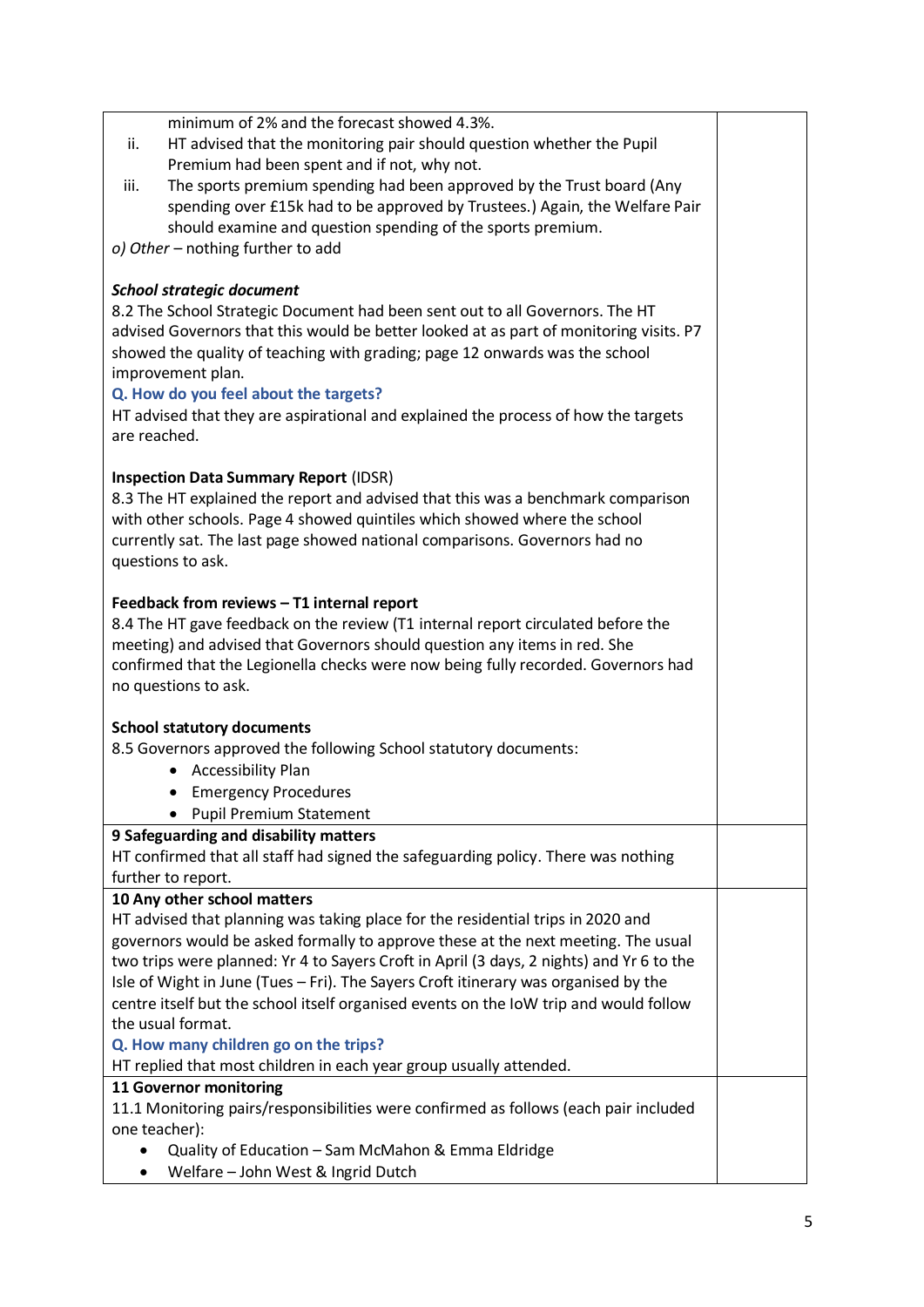minimum of 2% and the forecast showed 4.3%.

ii. HT advised that the monitoring pair should question whether the Pupil Premium had been spent and if not, why not.

iii. The sports premium spending had been approved by the Trust board (Any spending over £15k had to be approved by Trustees.) Again, the Welfare Pair should examine and question spending of the sports premium.

*o) Other* – nothing further to add

***School strategic document***

8.2 The School Strategic Document had been sent out to all Governors. The HT advised Governors that this would be better looked at as part of monitoring visits. P7 showed the quality of teaching with grading; page 12 onwards was the school improvement plan.

**Q. How do you feel about the targets?**

HT advised that they are aspirational and explained the process of how the targets are reached.

**Inspection Data Summary Report** (IDSR)

8.3 The HT explained the report and advised that this was a benchmark comparison with other schools. Page 4 showed quintiles which showed where the school currently sat. The last page showed national comparisons. Governors had no questions to ask.

**Feedback from reviews – T1 internal report**

8.4 The HT gave feedback on the review (T1 internal report circulated before the meeting) and advised that Governors should question any items in red. She confirmed that the Legionella checks were now being fully recorded. Governors had no questions to ask.

**School statutory documents**

8.5 Governors approved the following School statutory documents:

- Accessibility Plan
- Emergency Procedures
- Pupil Premium Statement

**9 Safeguarding and disability matters**

HT confirmed that all staff had signed the safeguarding policy. There was nothing further to report.

**10 Any other school matters**

HT advised that planning was taking place for the residential trips in 2020 and governors would be asked formally to approve these at the next meeting. The usual two trips were planned: Yr 4 to Sayers Croft in April (3 days, 2 nights) and Yr 6 to the Isle of Wight in June (Tues – Fri). The Sayers Croft itinerary was organised by the centre itself but the school itself organised events on the IoW trip and would follow the usual format.

**Q. How many children go on the trips?**

HT replied that most children in each year group usually attended.

**11 Governor monitoring**

11.1 Monitoring pairs/responsibilities were confirmed as follows (each pair included one teacher):

- Quality of Education – Sam McMahon & Emma Eldridge
- Welfare – John West & Ingrid Dutch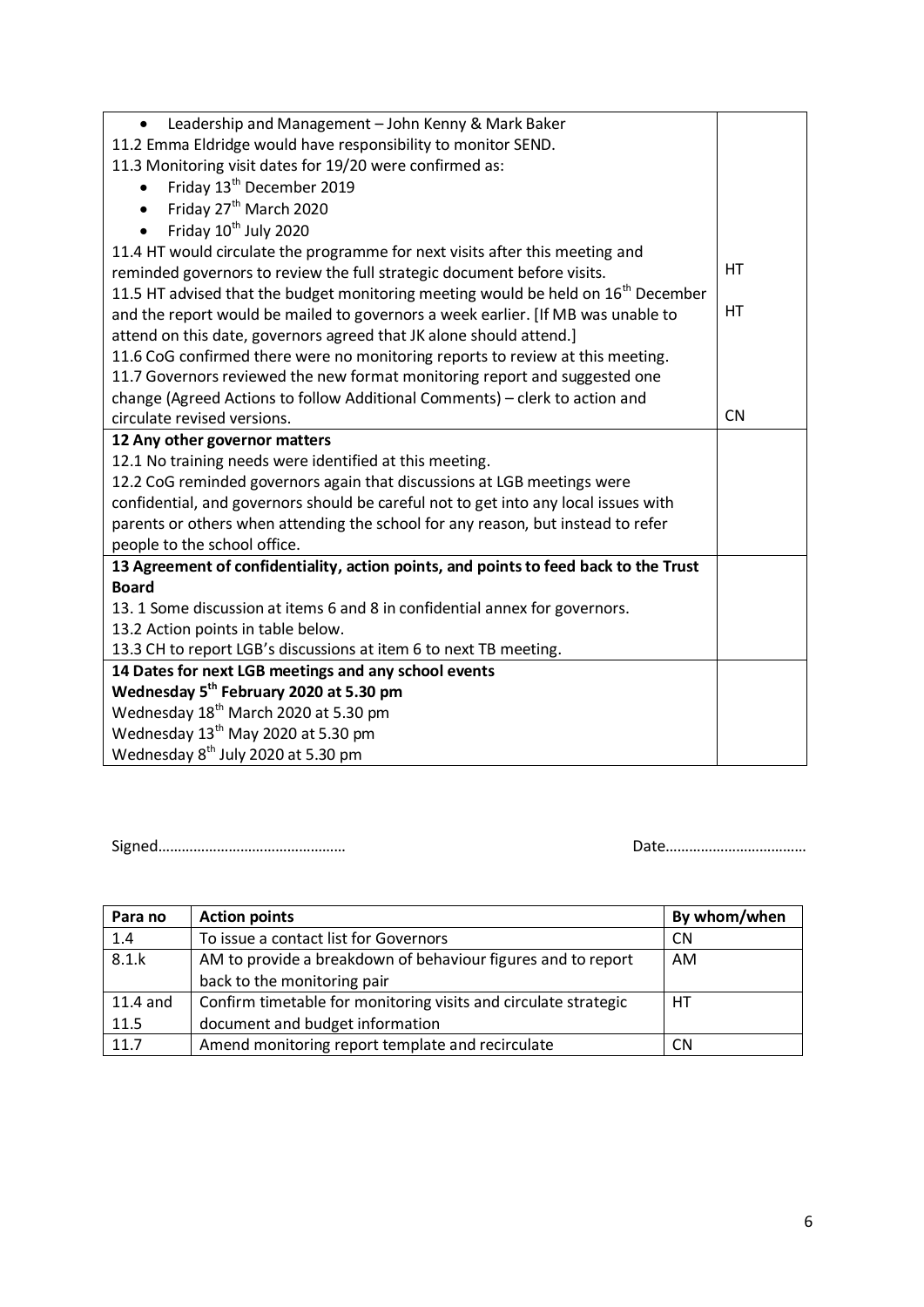| | |
|---|---|
| • Leadership and Management – John Kenny & Mark Baker<br>11.2 Emma Eldridge would have responsibility to monitor SEND.<br>11.3 Monitoring visit dates for 19/20 were confirmed as:<br>• Friday 13th December 2019<br>• Friday 27th March 2020<br>• Friday 10th July 2020<br>11.4 HT would circulate the programme for next visits after this meeting and reminded governors to review the full strategic document before visits.<br>11.5 HT advised that the budget monitoring meeting would be held on 16th December and the report would be mailed to governors a week earlier. [If MB was unable to attend on this date, governors agreed that JK alone should attend.]<br>11.6 CoG confirmed there were no monitoring reports to review at this meeting.<br>11.7 Governors reviewed the new format monitoring report and suggested one change (Agreed Actions to follow Additional Comments) – clerk to action and circulate revised versions. | <br><br><br><br><br><br><br><br>HT<br><br>HT<br><br><br><br><br>CN |
| **12 Any other governor matters**<br>12.1 No training needs were identified at this meeting.<br>12.2 CoG reminded governors again that discussions at LGB meetings were confidential, and governors should be careful not to get into any local issues with parents or others when attending the school for any reason, but instead to refer people to the school office. | |
| **13 Agreement of confidentiality, action points, and points to feed back to the Trust Board**<br>13. 1 Some discussion at items 6 and 8 in confidential annex for governors.<br>13.2 Action points in table below.<br>13.3 CH to report LGB's discussions at item 6 to next TB meeting. | |
| **14 Dates for next LGB meetings and any school events**<br>**Wednesday 5th February 2020 at 5.30 pm**<br>Wednesday 18th March 2020 at 5.30 pm<br>Wednesday 13th May 2020 at 5.30 pm<br>Wednesday 8th July 2020 at 5.30 pm | |

Signed………………………………………… Date………………………………

| Para no | Action points | By whom/when |
|---|---|---|
| 1.4 | To issue a contact list for Governors | CN |
| 8.1.k | AM to provide a breakdown of behaviour figures and to report back to the monitoring pair | AM |
| 11.4 and 11.5 | Confirm timetable for monitoring visits and circulate strategic document and budget information | HT |
| 11.7 | Amend monitoring report template and recirculate | CN |